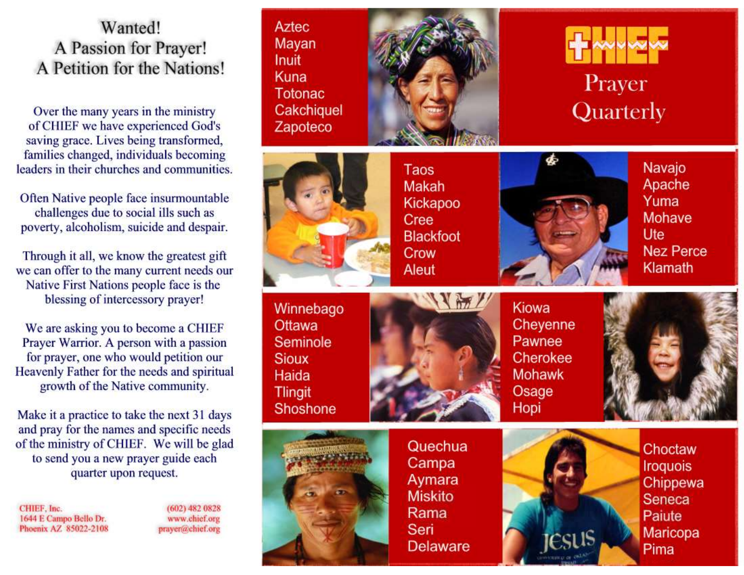# Wanted!
# A Passion for Prayer!
# A Petition for the Nations!

Over the many years in the ministry of CHIEF we have experienced God's saving grace. Lives being transformed, families changed, individuals becoming leaders in their churches and communities.

Often Native people face insurmountable challenges due to social ills such as poverty, alcoholism, suicide and despair.

Through it all, we know the greatest gift we can offer to the many current needs our Native First Nations people face is the blessing of intercessory prayer!

We are asking you to become a CHIEF Prayer Warrior. A person with a passion for prayer, one who would petition our Heavenly Father for the needs and spiritual growth of the Native community.

Make it a practice to take the next 31 days and pray for the names and specific needs of the ministry of CHIEF. We will be glad to send you a new prayer guide each quarter upon request.

CHIEF, Inc.
1644 E Campo Bello Dr.
Phoenix AZ 85022-2108

(602) 482 0828
www.chief.org
prayer@chief.org

# CHIEF Prayer Quarterly

Aztec
Mayan
Inuit
Kuna
Totonac
Cakchiquel
Zapoteco

Taos
Makah
Kickapoo
Cree
Blackfoot
Crow
Aleut

Navajo
Apache
Yuma
Mohave
Ute
Nez Perce
Klamath

Winnebago
Ottawa
Seminole
Sioux
Haida
Tlingit
Shoshone

Kiowa
Cheyenne
Pawnee
Cherokee
Mohawk
Osage
Hopi

Quechua
Campa
Aymara
Miskito
Rama
Seri
Delaware

Choctaw
Iroquois
Chippewa
Seneca
Paiute
Maricopa
Pima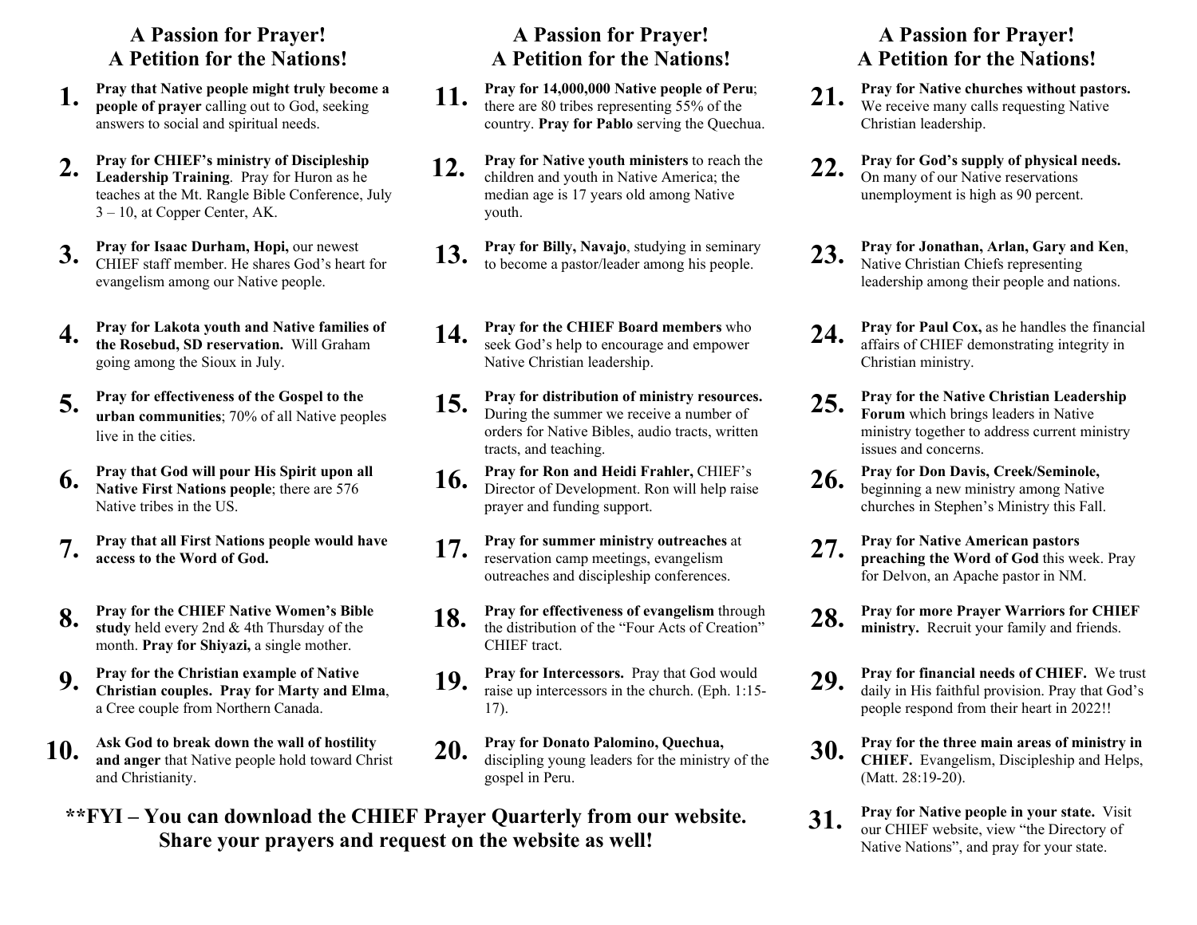## A Passion for Prayer!
## A Petition for the Nations!

1. **Pray that Native people might truly become a people of prayer** calling out to God, seeking answers to social and spiritual needs.

2. **Pray for CHIEF's ministry of Discipleship Leadership Training**. Pray for Huron as he teaches at the Mt. Rangle Bible Conference, July 3 – 10, at Copper Center, AK.

3. **Pray for Isaac Durham, Hopi,** our newest CHIEF staff member. He shares God's heart for evangelism among our Native people.

4. **Pray for Lakota youth and Native families of the Rosebud, SD reservation.** Will Graham going among the Sioux in July.

5. **Pray for effectiveness of the Gospel to the urban communities**; 70% of all Native peoples live in the cities.

6. **Pray that God will pour His Spirit upon all Native First Nations people**; there are 576 Native tribes in the US.

7. **Pray that all First Nations people would have access to the Word of God.**

8. **Pray for the CHIEF Native Women's Bible study** held every 2nd & 4th Thursday of the month. **Pray for Shiyazi,** a single mother.

9. **Pray for the Christian example of Native Christian couples. Pray for Marty and Elma**, a Cree couple from Northern Canada.

10. **Ask God to break down the wall of hostility and anger** that Native people hold toward Christ and Christianity.

## A Passion for Prayer!
## A Petition for the Nations!

11. **Pray for 14,000,000 Native people of Peru**; there are 80 tribes representing 55% of the country. **Pray for Pablo** serving the Quechua.

12. **Pray for Native youth ministers** to reach the children and youth in Native America; the median age is 17 years old among Native youth.

13. **Pray for Billy, Navajo**, studying in seminary to become a pastor/leader among his people.

14. **Pray for the CHIEF Board members** who seek God's help to encourage and empower Native Christian leadership.

15. **Pray for distribution of ministry resources.** During the summer we receive a number of orders for Native Bibles, audio tracts, written tracts, and teaching.

16. **Pray for Ron and Heidi Frahler,** CHIEF's Director of Development. Ron will help raise prayer and funding support.

17. **Pray for summer ministry outreaches** at reservation camp meetings, evangelism outreaches and discipleship conferences.

18. **Pray for effectiveness of evangelism** through the distribution of the "Four Acts of Creation" CHIEF tract.

19. **Pray for Intercessors.** Pray that God would raise up intercessors in the church. (Eph. 1:15-17).

20. **Pray for Donato Palomino, Quechua,** discipling young leaders for the ministry of the gospel in Peru.

## A Passion for Prayer!
## A Petition for the Nations!

21. **Pray for Native churches without pastors.** We receive many calls requesting Native Christian leadership.

22. **Pray for God's supply of physical needs.** On many of our Native reservations unemployment is high as 90 percent.

23. **Pray for Jonathan, Arlan, Gary and Ken**, Native Christian Chiefs representing leadership among their people and nations.

24. **Pray for Paul Cox,** as he handles the financial affairs of CHIEF demonstrating integrity in Christian ministry.

25. **Pray for the Native Christian Leadership Forum** which brings leaders in Native ministry together to address current ministry issues and concerns.

26. **Pray for Don Davis, Creek/Seminole,** beginning a new ministry among Native churches in Stephen's Ministry this Fall.

27. **Pray for Native American pastors preaching the Word of God** this week. Pray for Delvon, an Apache pastor in NM.

28. **Pray for more Prayer Warriors for CHIEF ministry.** Recruit your family and friends.

29. **Pray for financial needs of CHIEF.** We trust daily in His faithful provision. Pray that God's people respond from their heart in 2022!!

30. **Pray for the three main areas of ministry in CHIEF.** Evangelism, Discipleship and Helps, (Matt. 28:19-20).

31. **Pray for Native people in your state.** Visit our CHIEF website, view "the Directory of Native Nations", and pray for your state.

**\*\*FYI – You can download the CHIEF Prayer Quarterly from our website. Share your prayers and request on the website as well!**